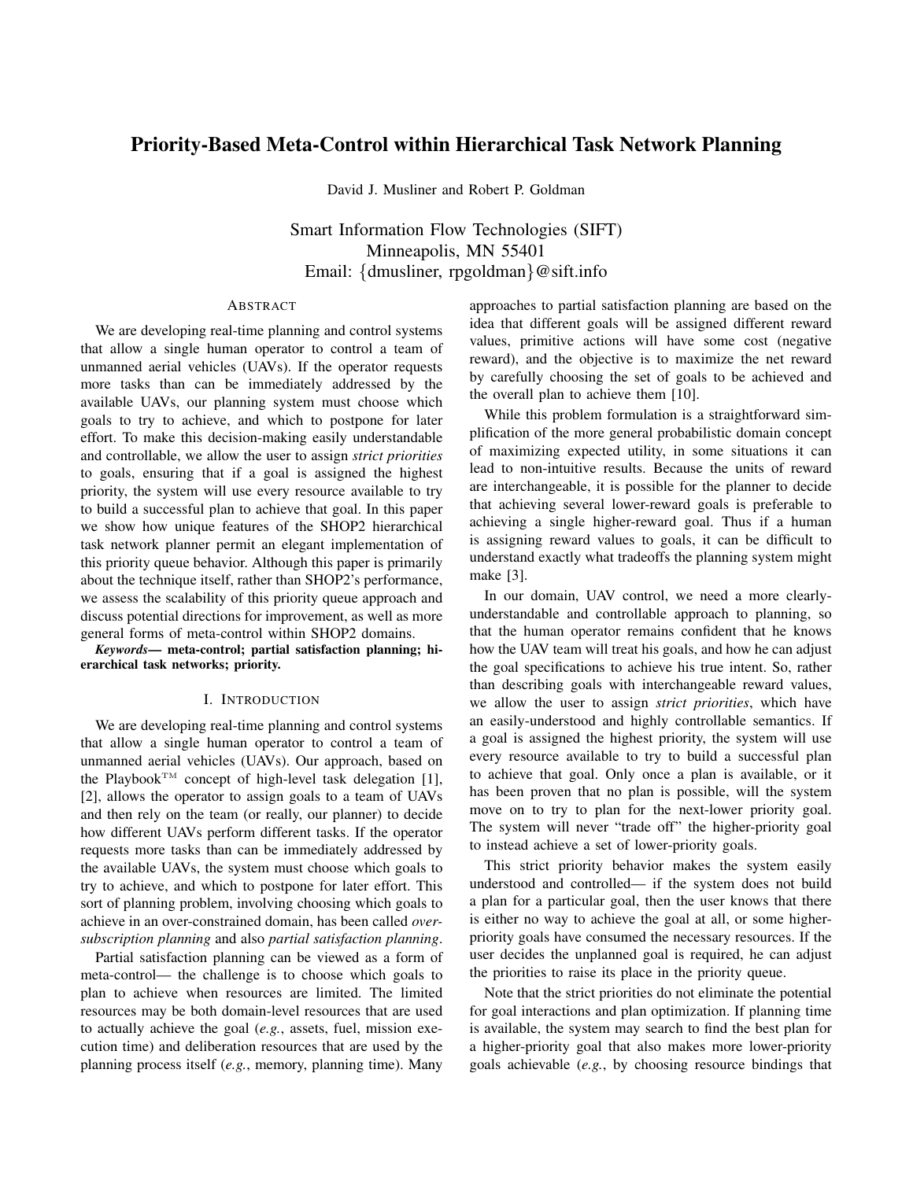# Priority-Based Meta-Control within Hierarchical Task Network Planning

David J. Musliner and Robert P. Goldman

Smart Information Flow Technologies (SIFT)
Minneapolis, MN 55401
Email: {dmusliner, rpgoldman}@sift.info

## Abstract

We are developing real-time planning and control systems that allow a single human operator to control a team of unmanned aerial vehicles (UAVs). If the operator requests more tasks than can be immediately addressed by the available UAVs, our planning system must choose which goals to try to achieve, and which to postpone for later effort. To make this decision-making easily understandable and controllable, we allow the user to assign *strict priorities* to goals, ensuring that if a goal is assigned the highest priority, the system will use every resource available to try to build a successful plan to achieve that goal. In this paper we show how unique features of the SHOP2 hierarchical task network planner permit an elegant implementation of this priority queue behavior. Although this paper is primarily about the technique itself, rather than SHOP2's performance, we assess the scalability of this priority queue approach and discuss potential directions for improvement, as well as more general forms of meta-control within SHOP2 domains.

***Keywords*— meta-control; partial satisfaction planning; hierarchical task networks; priority.**

## I. Introduction

We are developing real-time planning and control systems that allow a single human operator to control a team of unmanned aerial vehicles (UAVs). Our approach, based on the Playbook™ concept of high-level task delegation [1], [2], allows the operator to assign goals to a team of UAVs and then rely on the team (or really, our planner) to decide how different UAVs perform different tasks. If the operator requests more tasks than can be immediately addressed by the available UAVs, the system must choose which goals to try to achieve, and which to postpone for later effort. This sort of planning problem, involving choosing which goals to achieve in an over-constrained domain, has been called *over-subscription planning* and also *partial satisfaction planning*.

Partial satisfaction planning can be viewed as a form of meta-control— the challenge is to choose which goals to plan to achieve when resources are limited. The limited resources may be both domain-level resources that are used to actually achieve the goal (*e.g.*, assets, fuel, mission execution time) and deliberation resources that are used by the planning process itself (*e.g.*, memory, planning time). Many approaches to partial satisfaction planning are based on the idea that different goals will be assigned different reward values, primitive actions will have some cost (negative reward), and the objective is to maximize the net reward by carefully choosing the set of goals to be achieved and the overall plan to achieve them [10].

While this problem formulation is a straightforward simplification of the more general probabilistic domain concept of maximizing expected utility, in some situations it can lead to non-intuitive results. Because the units of reward are interchangeable, it is possible for the planner to decide that achieving several lower-reward goals is preferable to achieving a single higher-reward goal. Thus if a human is assigning reward values to goals, it can be difficult to understand exactly what tradeoffs the planning system might make [3].

In our domain, UAV control, we need a more clearly-understandable and controllable approach to planning, so that the human operator remains confident that he knows how the UAV team will treat his goals, and how he can adjust the goal specifications to achieve his true intent. So, rather than describing goals with interchangeable reward values, we allow the user to assign *strict priorities*, which have an easily-understood and highly controllable semantics. If a goal is assigned the highest priority, the system will use every resource available to try to build a successful plan to achieve that goal. Only once a plan is available, or it has been proven that no plan is possible, will the system move on to try to plan for the next-lower priority goal. The system will never "trade off" the higher-priority goal to instead achieve a set of lower-priority goals.

This strict priority behavior makes the system easily understood and controlled— if the system does not build a plan for a particular goal, then the user knows that there is either no way to achieve the goal at all, or some higher-priority goals have consumed the necessary resources. If the user decides the unplanned goal is required, he can adjust the priorities to raise its place in the priority queue.

Note that the strict priorities do not eliminate the potential for goal interactions and plan optimization. If planning time is available, the system may search to find the best plan for a higher-priority goal that also makes more lower-priority goals achievable (*e.g.*, by choosing resource bindings that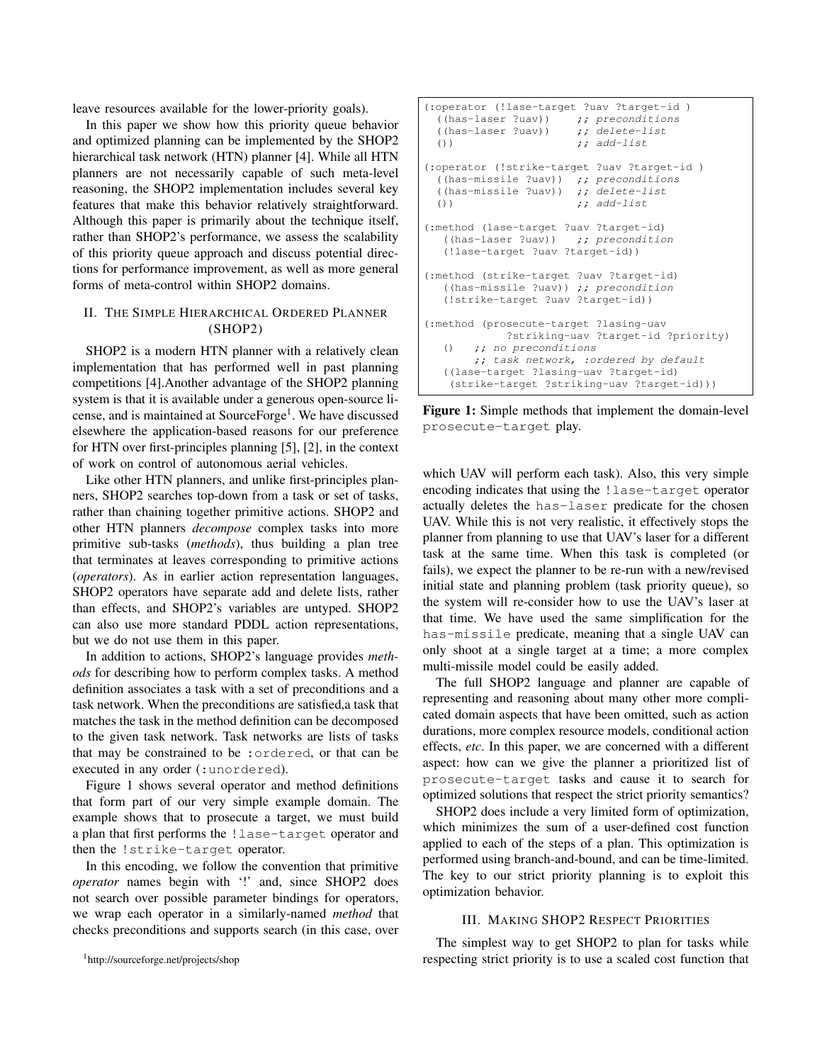leave resources available for the lower-priority goals).

In this paper we show how this priority queue behavior and optimized planning can be implemented by the SHOP2 hierarchical task network (HTN) planner [4]. While all HTN planners are not necessarily capable of such meta-level reasoning, the SHOP2 implementation includes several key features that make this behavior relatively straightforward. Although this paper is primarily about the technique itself, rather than SHOP2's performance, we assess the scalability of this priority queue approach and discuss potential directions for performance improvement, as well as more general forms of meta-control within SHOP2 domains.

## II. The Simple Hierarchical Ordered Planner (SHOP2)

SHOP2 is a modern HTN planner with a relatively clean implementation that has performed well in past planning competitions [4].Another advantage of the SHOP2 planning system is that it is available under a generous open-source license, and is maintained at SourceForge[1]. We have discussed elsewhere the application-based reasons for our preference for HTN over first-principles planning [5], [2], in the context of work on control of autonomous aerial vehicles.

Like other HTN planners, and unlike first-principles planners, SHOP2 searches top-down from a task or set of tasks, rather than chaining together primitive actions. SHOP2 and other HTN planners *decompose* complex tasks into more primitive sub-tasks (*methods*), thus building a plan tree that terminates at leaves corresponding to primitive actions (*operators*). As in earlier action representation languages, SHOP2 operators have separate add and delete lists, rather than effects, and SHOP2's variables are untyped. SHOP2 can also use more standard PDDL action representations, but we do not use them in this paper.

In addition to actions, SHOP2's language provides *methods* for describing how to perform complex tasks. A method definition associates a task with a set of preconditions and a task network. When the preconditions are satisfied,a task that matches the task in the method definition can be decomposed to the given task network. Task networks are lists of tasks that may be constrained to be `:ordered`, or that can be executed in any order (`:unordered`).

Figure 1 shows several operator and method definitions that form part of our very simple example domain. The example shows that to prosecute a target, we must build a plan that first performs the `!lase-target` operator and then the `!strike-target` operator.

In this encoding, we follow the convention that primitive *operator* names begin with '!' and, since SHOP2 does not search over possible parameter bindings for operators, we wrap each operator in a similarly-named *method* that checks preconditions and supports search (in this case, over which UAV will perform each task). Also, this very simple encoding indicates that using the `!lase-target` operator actually deletes the `has-laser` predicate for the chosen UAV. While this is not very realistic, it effectively stops the planner from planning to use that UAV's laser for a different task at the same time. When this task is completed (or fails), we expect the planner to be re-run with a new/revised initial state and planning problem (task priority queue), so the system will re-consider how to use the UAV's laser at that time. We have used the same simplification for the `has-missile` predicate, meaning that a single UAV can only shoot at a single target at a time; a more complex multi-missile model could be easily added.

```
(:operator (!lase-target ?uav ?target-id )
  ((has-laser ?uav))    ;; preconditions
  ((has-laser ?uav))    ;; delete-list
  ())                   ;; add-list

(:operator (!strike-target ?uav ?target-id )
  ((has-missile ?uav))  ;; preconditions
  ((has-missile ?uav))  ;; delete-list
  ())                   ;; add-list

(:method (lase-target ?uav ?target-id)
   ((has-laser ?uav))   ;; precondition
   (!lase-target ?uav ?target-id))

(:method (strike-target ?uav ?target-id)
   ((has-missile ?uav)) ;; precondition
   (!strike-target ?uav ?target-id))

(:method (prosecute-target ?lasing-uav
            ?striking-uav ?target-id ?priority)
   ()   ;; no preconditions
        ;; task network, :ordered by default
   ((lase-target ?lasing-uav ?target-id)
    (strike-target ?striking-uav ?target-id)))
```

**Figure 1:** Simple methods that implement the domain-level `prosecute-target` play.

The full SHOP2 language and planner are capable of representing and reasoning about many other more complicated domain aspects that have been omitted, such as action durations, more complex resource models, conditional action effects, *etc*. In this paper, we are concerned with a different aspect: how can we give the planner a prioritized list of `prosecute-target` tasks and cause it to search for optimized solutions that respect the strict priority semantics?

SHOP2 does include a very limited form of optimization, which minimizes the sum of a user-defined cost function applied to each of the steps of a plan. This optimization is performed using branch-and-bound, and can be time-limited. The key to our strict priority planning is to exploit this optimization behavior.

## III. Making SHOP2 Respect Priorities

The simplest way to get SHOP2 to plan for tasks while respecting strict priority is to use a scaled cost function that

[1] http://sourceforge.net/projects/shop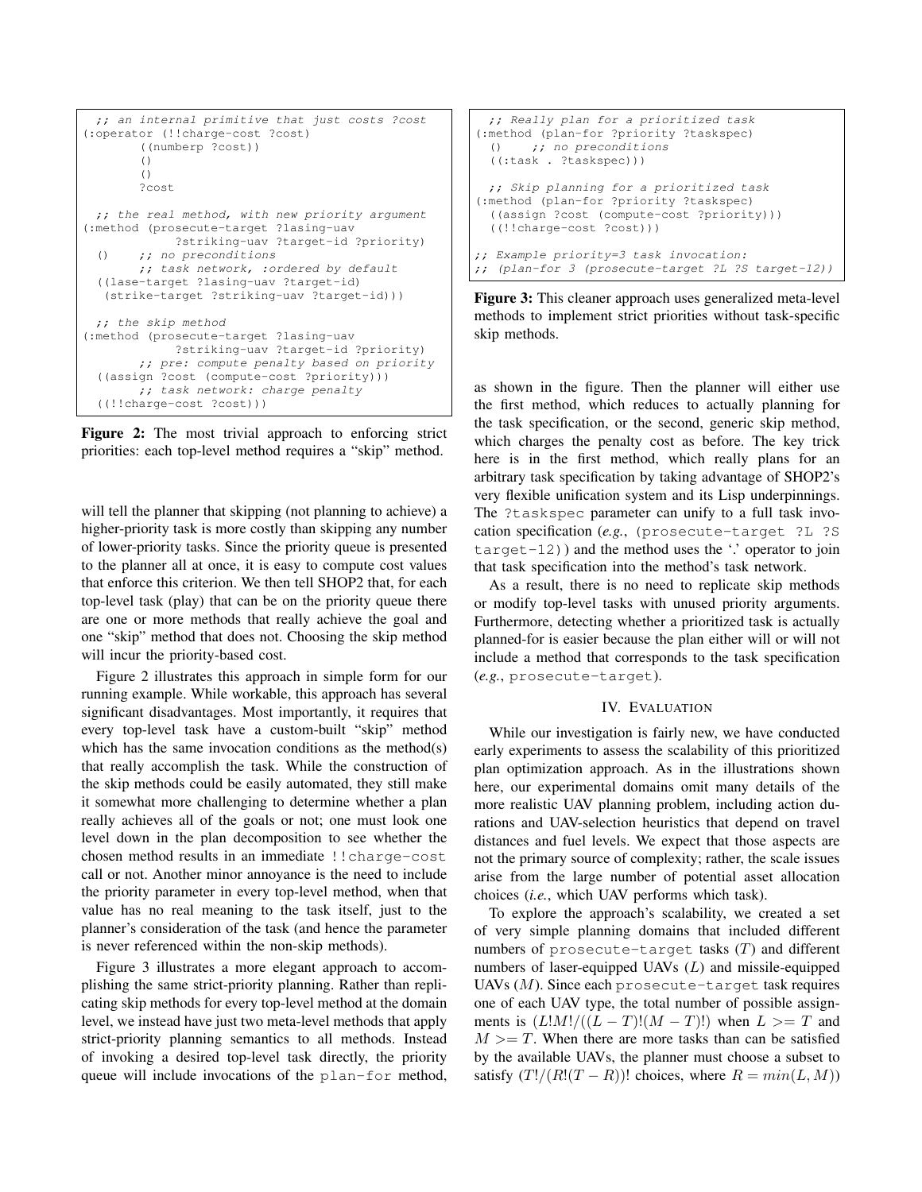```
  ;; an internal primitive that just costs ?cost
(:operator (!!charge-cost ?cost)
        ((numberp ?cost))
        ()
        ()
        ?cost

  ;; the real method, with new priority argument
(:method (prosecute-target ?lasing-uav
              ?striking-uav ?target-id ?priority)
  ()    ;; no preconditions
        ;; task network, :ordered by default
  ((lase-target ?lasing-uav ?target-id)
   (strike-target ?striking-uav ?target-id)))

  ;; the skip method
(:method (prosecute-target ?lasing-uav
              ?striking-uav ?target-id ?priority)
        ;; pre: compute penalty based on priority
  ((assign ?cost (compute-cost ?priority)))
        ;; task network: charge penalty
  ((!!charge-cost ?cost)))
```

**Figure 2:** The most trivial approach to enforcing strict priorities: each top-level method requires a "skip" method.

will tell the planner that skipping (not planning to achieve) a higher-priority task is more costly than skipping any number of lower-priority tasks. Since the priority queue is presented to the planner all at once, it is easy to compute cost values that enforce this criterion. We then tell SHOP2 that, for each top-level task (play) that can be on the priority queue there are one or more methods that really achieve the goal and one "skip" method that does not. Choosing the skip method will incur the priority-based cost.

Figure 2 illustrates this approach in simple form for our running example. While workable, this approach has several significant disadvantages. Most importantly, it requires that every top-level task have a custom-built "skip" method which has the same invocation conditions as the method(s) that really accomplish the task. While the construction of the skip methods could be easily automated, they still make it somewhat more challenging to determine whether a plan really achieves all of the goals or not; one must look one level down in the plan decomposition to see whether the chosen method results in an immediate `!!charge-cost` call or not. Another minor annoyance is the need to include the priority parameter in every top-level method, when that value has no real meaning to the task itself, just to the planner's consideration of the task (and hence the parameter is never referenced within the non-skip methods).

Figure 3 illustrates a more elegant approach to accomplishing the same strict-priority planning. Rather than replicating skip methods for every top-level method at the domain level, we instead have just two meta-level methods that apply strict-priority planning semantics to all methods. Instead of invoking a desired top-level task directly, the priority queue will include invocations of the `plan-for` method,

```
  ;; Really plan for a prioritized task
(:method (plan-for ?priority ?taskspec)
  ()    ;; no preconditions
  ((:task . ?taskspec)))

  ;; Skip planning for a prioritized task
(:method (plan-for ?priority ?taskspec)
  ((assign ?cost (compute-cost ?priority)))
  ((!!charge-cost ?cost)))

;; Example priority=3 task invocation:
;; (plan-for 3 (prosecute-target ?L ?S target-12))
```

**Figure 3:** This cleaner approach uses generalized meta-level methods to implement strict priorities without task-specific skip methods.

as shown in the figure. Then the planner will either use the first method, which reduces to actually planning for the task specification, or the second, generic skip method, which charges the penalty cost as before. The key trick here is in the first method, which really plans for an arbitrary task specification by taking advantage of SHOP2's very flexible unification system and its Lisp underpinnings. The `?taskspec` parameter can unify to a full task invocation specification (*e.g.*, `(prosecute-target ?L ?S target-12)`) and the method uses the '.' operator to join that task specification into the method's task network.

As a result, there is no need to replicate skip methods or modify top-level tasks with unused priority arguments. Furthermore, detecting whether a prioritized task is actually planned-for is easier because the plan either will or will not include a method that corresponds to the task specification (*e.g.*, `prosecute-target`).

## IV. Evaluation

While our investigation is fairly new, we have conducted early experiments to assess the scalability of this prioritized plan optimization approach. As in the illustrations shown here, our experimental domains omit many details of the more realistic UAV planning problem, including action durations and UAV-selection heuristics that depend on travel distances and fuel levels. We expect that those aspects are not the primary source of complexity; rather, the scale issues arise from the large number of potential asset allocation choices (*i.e.*, which UAV performs which task).

To explore the approach's scalability, we created a set of very simple planning domains that included different numbers of `prosecute-target` tasks ($T$) and different numbers of laser-equipped UAVs ($L$) and missile-equipped UAVs ($M$). Since each `prosecute-target` task requires one of each UAV type, the total number of possible assignments is $(L!M!/((L-T)!(M-T)!)$ when $L >= T$ and $M >= T$. When there are more tasks than can be satisfied by the available UAVs, the planner must choose a subset to satisfy $(T!/(R!(T-R))!$ choices, where $R = min(L, M))$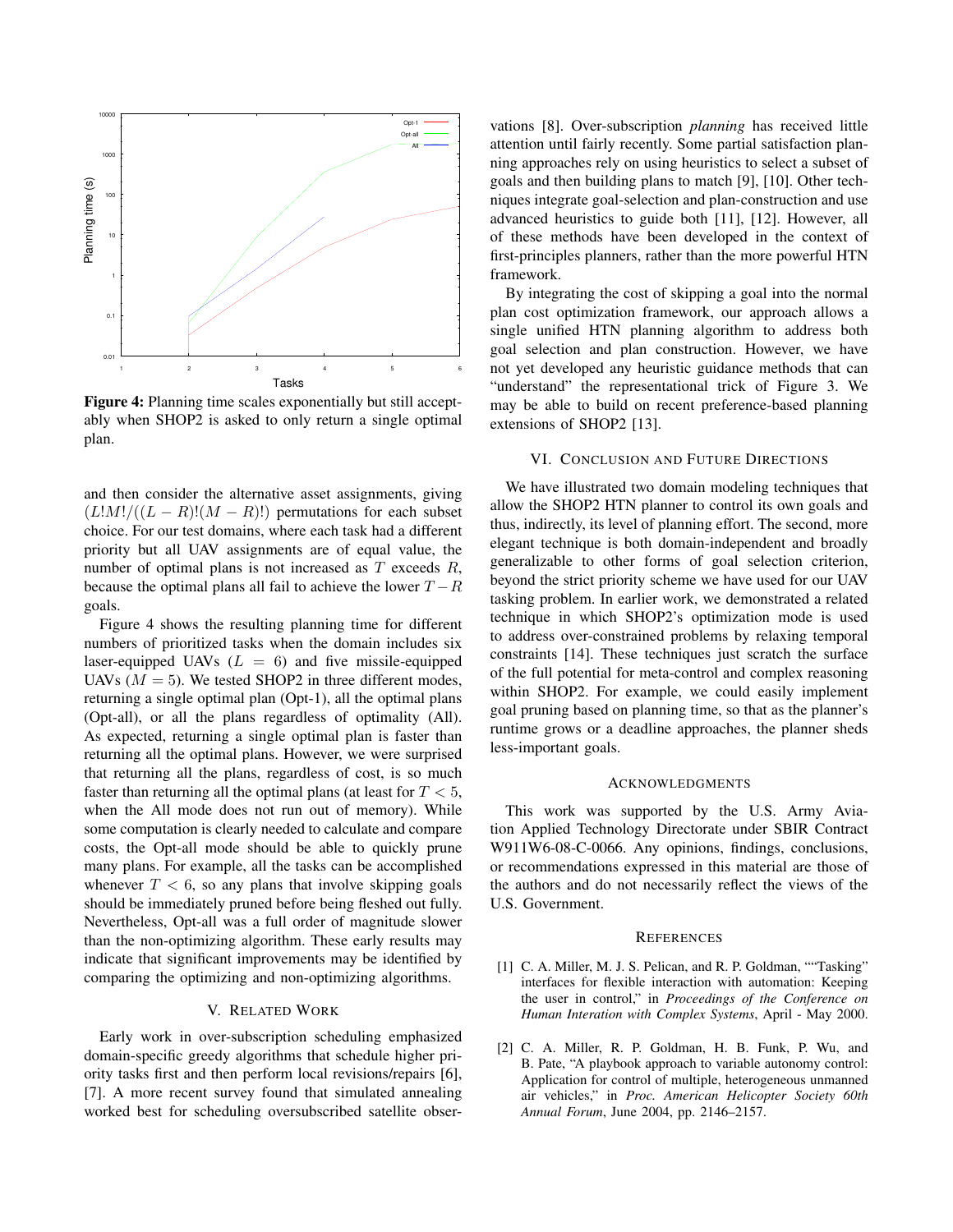Figure 4: Planning time scales exponentially but still acceptably when SHOP2 is asked to only return a single optimal plan.

and then consider the alternative asset assignments, giving $(L!M!/((L-R)!(M-R)!)$ permutations for each subset choice. For our test domains, where each task had a different priority but all UAV assignments are of equal value, the number of optimal plans is not increased as $T$ exceeds $R$, because the optimal plans all fail to achieve the lower $T-R$ goals.

Figure 4 shows the resulting planning time for different numbers of prioritized tasks when the domain includes six laser-equipped UAVs ($L = 6$) and five missile-equipped UAVs ($M = 5$). We tested SHOP2 in three different modes, returning a single optimal plan (Opt-1), all the optimal plans (Opt-all), or all the plans regardless of optimality (All). As expected, returning a single optimal plan is faster than returning all the optimal plans. However, we were surprised that returning all the plans, regardless of cost, is so much faster than returning all the optimal plans (at least for $T < 5$, when the All mode does not run out of memory). While some computation is clearly needed to calculate and compare costs, the Opt-all mode should be able to quickly prune many plans. For example, all the tasks can be accomplished whenever $T < 6$, so any plans that involve skipping goals should be immediately pruned before being fleshed out fully. Nevertheless, Opt-all was a full order of magnitude slower than the non-optimizing algorithm. These early results may indicate that significant improvements may be identified by comparing the optimizing and non-optimizing algorithms.

## V. Related Work

Early work in over-subscription scheduling emphasized domain-specific greedy algorithms that schedule higher priority tasks first and then perform local revisions/repairs [6], [7]. A more recent survey found that simulated annealing worked best for scheduling oversubscribed satellite observations [8]. Over-subscription *planning* has received little attention until fairly recently. Some partial satisfaction planning approaches rely on using heuristics to select a subset of goals and then building plans to match [9], [10]. Other techniques integrate goal-selection and plan-construction and use advanced heuristics to guide both [11], [12]. However, all of these methods have been developed in the context of first-principles planners, rather than the more powerful HTN framework.

By integrating the cost of skipping a goal into the normal plan cost optimization framework, our approach allows a single unified HTN planning algorithm to address both goal selection and plan construction. However, we have not yet developed any heuristic guidance methods that can "understand" the representational trick of Figure 3. We may be able to build on recent preference-based planning extensions of SHOP2 [13].

## VI. Conclusion and Future Directions

We have illustrated two domain modeling techniques that allow the SHOP2 HTN planner to control its own goals and thus, indirectly, its level of planning effort. The second, more elegant technique is both domain-independent and broadly generalizable to other forms of goal selection criterion, beyond the strict priority scheme we have used for our UAV tasking problem. In earlier work, we demonstrated a related technique in which SHOP2's optimization mode is used to address over-constrained problems by relaxing temporal constraints [14]. These techniques just scratch the surface of the full potential for meta-control and complex reasoning within SHOP2. For example, we could easily implement goal pruning based on planning time, so that as the planner's runtime grows or a deadline approaches, the planner sheds less-important goals.

## Acknowledgments

This work was supported by the U.S. Army Aviation Applied Technology Directorate under SBIR Contract W911W6-08-C-0066. Any opinions, findings, conclusions, or recommendations expressed in this material are those of the authors and do not necessarily reflect the views of the U.S. Government.

## References

[1] C. A. Miller, M. J. S. Pelican, and R. P. Goldman, ""Tasking" interfaces for flexible interaction with automation: Keeping the user in control," in *Proceedings of the Conference on Human Interation with Complex Systems*, April - May 2000.

[2] C. A. Miller, R. P. Goldman, H. B. Funk, P. Wu, and B. Pate, "A playbook approach to variable autonomy control: Application for control of multiple, heterogeneous unmanned air vehicles," in *Proc. American Helicopter Society 60th Annual Forum*, June 2004, pp. 2146–2157.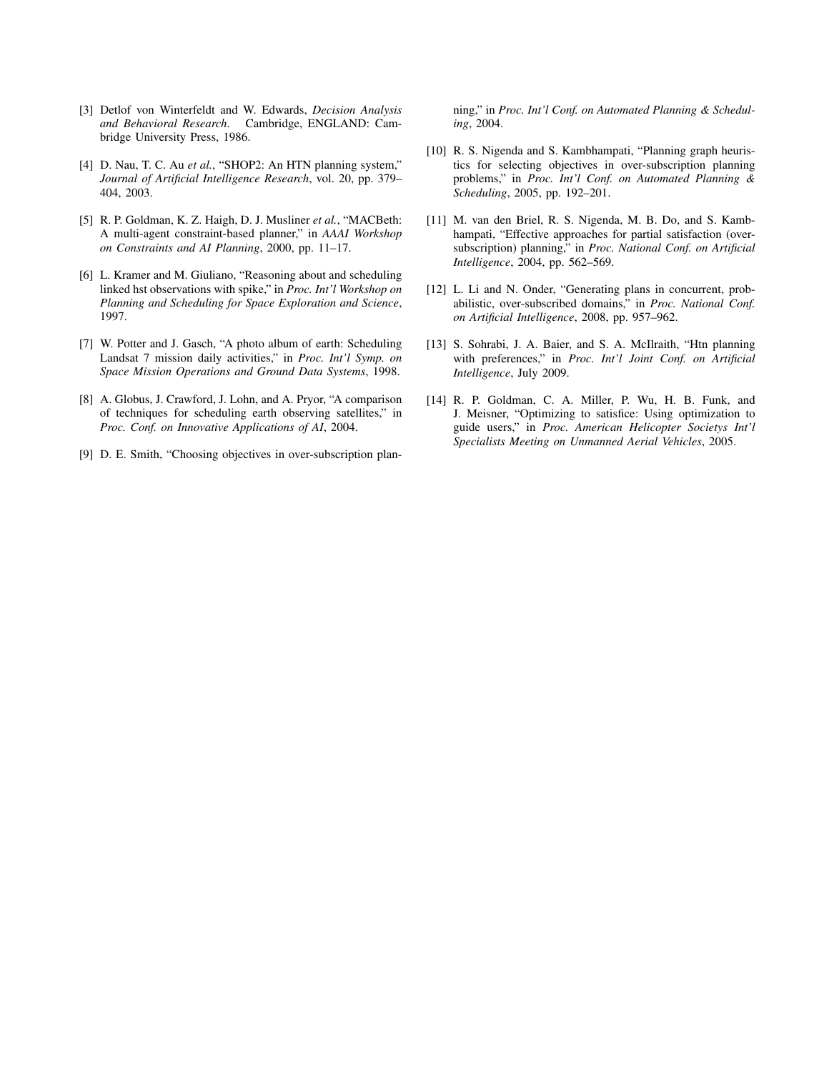[3] Detlof von Winterfeldt and W. Edwards, *Decision Analysis and Behavioral Research*. Cambridge, ENGLAND: Cambridge University Press, 1986.

[4] D. Nau, T. C. Au *et al.*, "SHOP2: An HTN planning system," *Journal of Artificial Intelligence Research*, vol. 20, pp. 379–404, 2003.

[5] R. P. Goldman, K. Z. Haigh, D. J. Musliner *et al.*, "MACBeth: A multi-agent constraint-based planner," in *AAAI Workshop on Constraints and AI Planning*, 2000, pp. 11–17.

[6] L. Kramer and M. Giuliano, "Reasoning about and scheduling linked hst observations with spike," in *Proc. Int'l Workshop on Planning and Scheduling for Space Exploration and Science*, 1997.

[7] W. Potter and J. Gasch, "A photo album of earth: Scheduling Landsat 7 mission daily activities," in *Proc. Int'l Symp. on Space Mission Operations and Ground Data Systems*, 1998.

[8] A. Globus, J. Crawford, J. Lohn, and A. Pryor, "A comparison of techniques for scheduling earth observing satellites," in *Proc. Conf. on Innovative Applications of AI*, 2004.

[9] D. E. Smith, "Choosing objectives in over-subscription planning," in *Proc. Int'l Conf. on Automated Planning & Scheduling*, 2004.

[10] R. S. Nigenda and S. Kambhampati, "Planning graph heuristics for selecting objectives in over-subscription planning problems," in *Proc. Int'l Conf. on Automated Planning & Scheduling*, 2005, pp. 192–201.

[11] M. van den Briel, R. S. Nigenda, M. B. Do, and S. Kambhampati, "Effective approaches for partial satisfaction (over-subscription) planning," in *Proc. National Conf. on Artificial Intelligence*, 2004, pp. 562–569.

[12] L. Li and N. Onder, "Generating plans in concurrent, probabilistic, over-subscribed domains," in *Proc. National Conf. on Artificial Intelligence*, 2008, pp. 957–962.

[13] S. Sohrabi, J. A. Baier, and S. A. McIlraith, "Htn planning with preferences," in *Proc. Int'l Joint Conf. on Artificial Intelligence*, July 2009.

[14] R. P. Goldman, C. A. Miller, P. Wu, H. B. Funk, and J. Meisner, "Optimizing to satisfice: Using optimization to guide users," in *Proc. American Helicopter Societys Int'l Specialists Meeting on Unmanned Aerial Vehicles*, 2005.